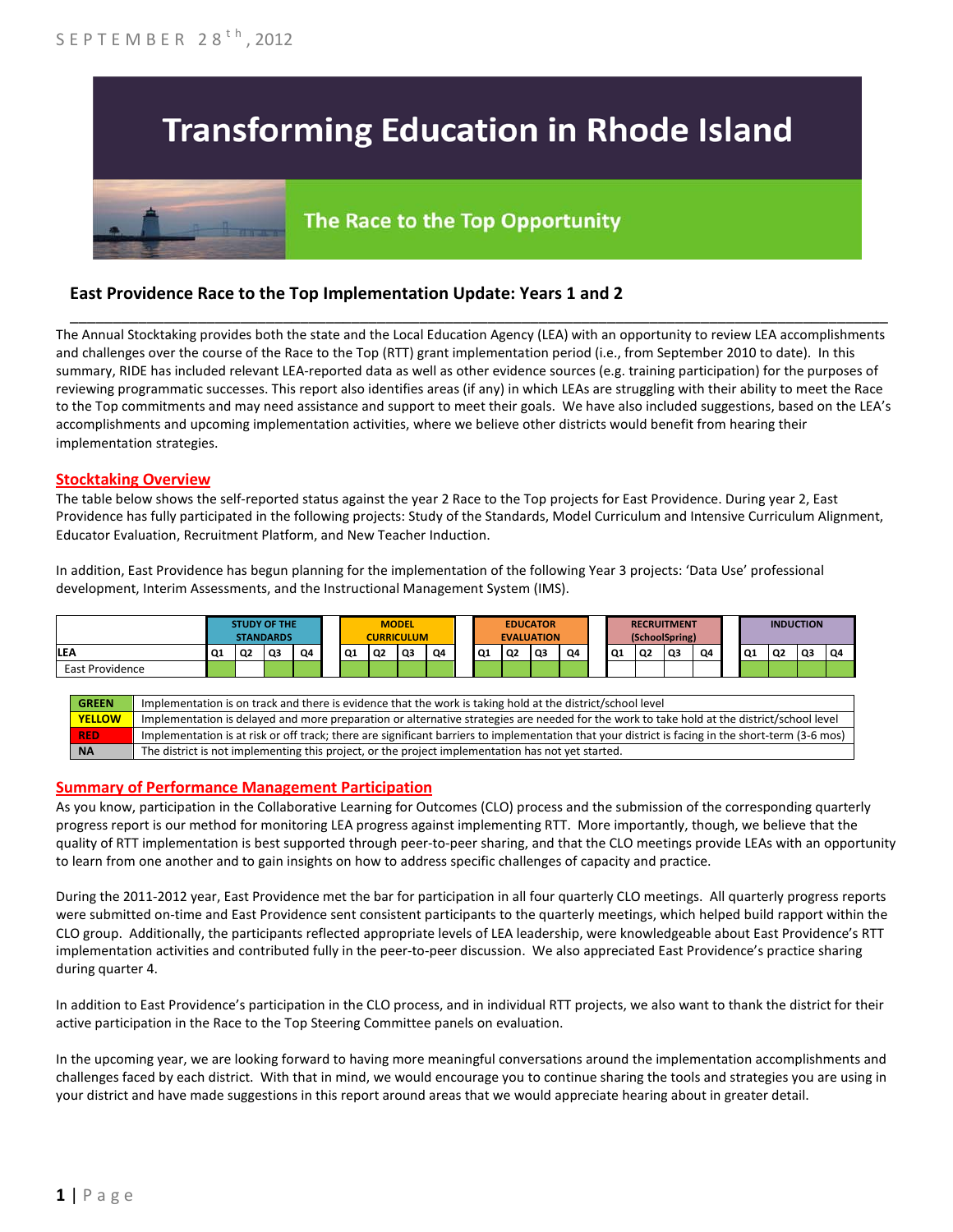SEPTEMBER 28th, 2012

# Transforming Education in Rhode Island

## The Race to the Top Opportunity

### East Providence Race to the Top Implementation Update: Years 1 and 2

The Annual Stocktaking provides both the state and the Local Education Agency (LEA) with an opportunity to review LEA accomplishments and challenges over the course of the Race to the Top (RTT) grant implementation period (i.e., from September 2010 to date). In this summary, RIDE has included relevant LEA-reported data as well as other evidence sources (e.g. training participation) for the purposes of reviewing programmatic successes. This report also identifies areas (if any) in which LEAs are struggling with their ability to meet the Race to the Top commitments and may need assistance and support to meet their goals. We have also included suggestions, based on the LEA's accomplishments and upcoming implementation activities, where we believe other districts would benefit from hearing their implementation strategies.

#### Stocktaking Overview

The table below shows the self-reported status against the year 2 Race to the Top projects for East Providence. During year 2, East Providence has fully participated in the following projects: Study of the Standards, Model Curriculum and Intensive Curriculum Alignment, Educator Evaluation, Recruitment Platform, and New Teacher Induction.

In addition, East Providence has begun planning for the implementation of the following Year 3 projects: 'Data Use' professional development, Interim Assessments, and the Instructional Management System (IMS).

| | STUDY OF THE STANDARDS | | | | MODEL CURRICULUM | | | | EDUCATOR EVALUATION | | | | RECRUITMENT (SchoolSpring) | | | | INDUCTION | | | |
|---|---|---|---|---|---|---|---|---|---|---|---|---|---|---|---|---|---|---|---|---|
| LEA | Q1 | Q2 | Q3 | Q4 | Q1 | Q2 | Q3 | Q4 | Q1 | Q2 | Q3 | Q4 | Q1 | Q2 | Q3 | Q4 | Q1 | Q2 | Q3 | Q4 |
| East Providence | | | | | | | | | | | | | | | | | | | | |

| | |
|---|---|
| GREEN | Implementation is on track and there is evidence that the work is taking hold at the district/school level |
| YELLOW | Implementation is delayed and more preparation or alternative strategies are needed for the work to take hold at the district/school level |
| RED | Implementation is at risk or off track; there are significant barriers to implementation that your district is facing in the short-term (3-6 mos) |
| NA | The district is not implementing this project, or the project implementation has not yet started. |

#### Summary of Performance Management Participation

As you know, participation in the Collaborative Learning for Outcomes (CLO) process and the submission of the corresponding quarterly progress report is our method for monitoring LEA progress against implementing RTT. More importantly, though, we believe that the quality of RTT implementation is best supported through peer-to-peer sharing, and that the CLO meetings provide LEAs with an opportunity to learn from one another and to gain insights on how to address specific challenges of capacity and practice.

During the 2011-2012 year, East Providence met the bar for participation in all four quarterly CLO meetings. All quarterly progress reports were submitted on-time and East Providence sent consistent participants to the quarterly meetings, which helped build rapport within the CLO group. Additionally, the participants reflected appropriate levels of LEA leadership, were knowledgeable about East Providence's RTT implementation activities and contributed fully in the peer-to-peer discussion. We also appreciated East Providence's practice sharing during quarter 4.

In addition to East Providence's participation in the CLO process, and in individual RTT projects, we also want to thank the district for their active participation in the Race to the Top Steering Committee panels on evaluation.

In the upcoming year, we are looking forward to having more meaningful conversations around the implementation accomplishments and challenges faced by each district. With that in mind, we would encourage you to continue sharing the tools and strategies you are using in your district and have made suggestions in this report around areas that we would appreciate hearing about in greater detail.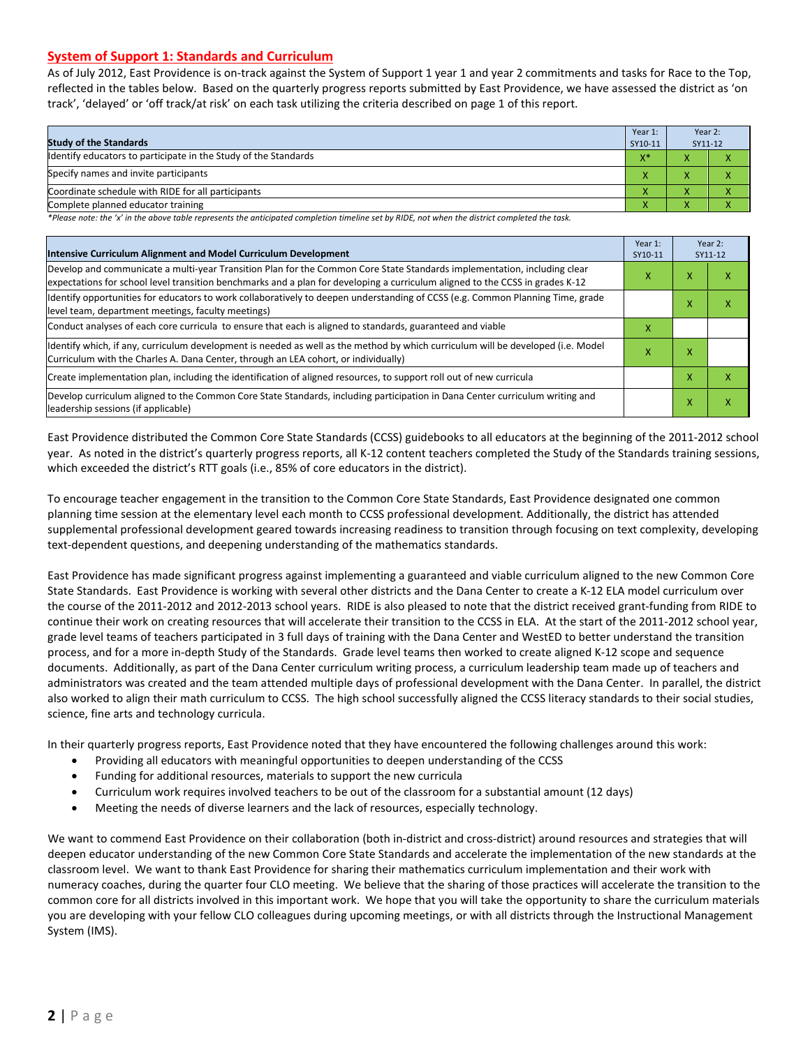## System of Support 1: Standards and Curriculum

As of July 2012, East Providence is on-track against the System of Support 1 year 1 and year 2 commitments and tasks for Race to the Top, reflected in the tables below. Based on the quarterly progress reports submitted by East Providence, we have assessed the district as 'on track', 'delayed' or 'off track/at risk' on each task utilizing the criteria described on page 1 of this report.

| Study of the Standards | Year 1: SY10-11 | Year 2: SY11-12 | |
|---|---|---|---|
| Identify educators to participate in the Study of the Standards | X* | X | X |
| Specify names and invite participants | X | X | X |
| Coordinate schedule with RIDE for all participants | X | X | X |
| Complete planned educator training | X | X | X |

*Please note: the 'x' in the above table represents the anticipated completion timeline set by RIDE, not when the district completed the task.*

| Intensive Curriculum Alignment and Model Curriculum Development | Year 1: SY10-11 | Year 2: SY11-12 | |
|---|---|---|---|
| Develop and communicate a multi-year Transition Plan for the Common Core State Standards implementation, including clear expectations for school level transition benchmarks and a plan for developing a curriculum aligned to the CCSS in grades K-12 | X | X | X |
| Identify opportunities for educators to work collaboratively to deepen understanding of CCSS (e.g. Common Planning Time, grade level team, department meetings, faculty meetings) | | X | X |
| Conduct analyses of each core curricula to ensure that each is aligned to standards, guaranteed and viable | X | | |
| Identify which, if any, curriculum development is needed as well as the method by which curriculum will be developed (i.e. Model Curriculum with the Charles A. Dana Center, through an LEA cohort, or individually) | X | X | |
| Create implementation plan, including the identification of aligned resources, to support roll out of new curricula | | X | X |
| Develop curriculum aligned to the Common Core State Standards, including participation in Dana Center curriculum writing and leadership sessions (if applicable) | | X | X |

East Providence distributed the Common Core State Standards (CCSS) guidebooks to all educators at the beginning of the 2011-2012 school year. As noted in the district's quarterly progress reports, all K-12 content teachers completed the Study of the Standards training sessions, which exceeded the district's RTT goals (i.e., 85% of core educators in the district).

To encourage teacher engagement in the transition to the Common Core State Standards, East Providence designated one common planning time session at the elementary level each month to CCSS professional development. Additionally, the district has attended supplemental professional development geared towards increasing readiness to transition through focusing on text complexity, developing text-dependent questions, and deepening understanding of the mathematics standards.

East Providence has made significant progress against implementing a guaranteed and viable curriculum aligned to the new Common Core State Standards. East Providence is working with several other districts and the Dana Center to create a K-12 ELA model curriculum over the course of the 2011-2012 and 2012-2013 school years. RIDE is also pleased to note that the district received grant-funding from RIDE to continue their work on creating resources that will accelerate their transition to the CCSS in ELA. At the start of the 2011-2012 school year, grade level teams of teachers participated in 3 full days of training with the Dana Center and WestED to better understand the transition process, and for a more in-depth Study of the Standards. Grade level teams then worked to create aligned K-12 scope and sequence documents. Additionally, as part of the Dana Center curriculum writing process, a curriculum leadership team made up of teachers and administrators was created and the team attended multiple days of professional development with the Dana Center. In parallel, the district also worked to align their math curriculum to CCSS. The high school successfully aligned the CCSS literacy standards to their social studies, science, fine arts and technology curricula.

In their quarterly progress reports, East Providence noted that they have encountered the following challenges around this work:

- Providing all educators with meaningful opportunities to deepen understanding of the CCSS
- Funding for additional resources, materials to support the new curricula
- Curriculum work requires involved teachers to be out of the classroom for a substantial amount (12 days)
- Meeting the needs of diverse learners and the lack of resources, especially technology.

We want to commend East Providence on their collaboration (both in-district and cross-district) around resources and strategies that will deepen educator understanding of the new Common Core State Standards and accelerate the implementation of the new standards at the classroom level. We want to thank East Providence for sharing their mathematics curriculum implementation and their work with numeracy coaches, during the quarter four CLO meeting. We believe that the sharing of those practices will accelerate the transition to the common core for all districts involved in this important work. We hope that you will take the opportunity to share the curriculum materials you are developing with your fellow CLO colleagues during upcoming meetings, or with all districts through the Instructional Management System (IMS).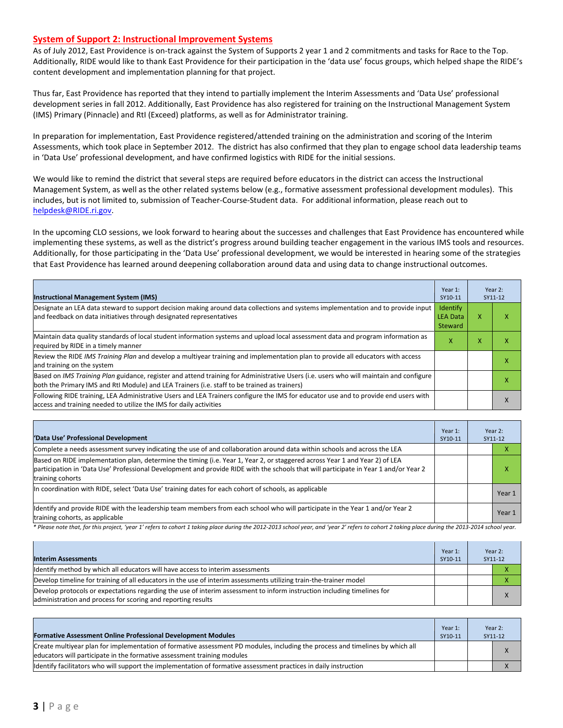## System of Support 2: Instructional Improvement Systems

As of July 2012, East Providence is on-track against the System of Supports 2 year 1 and 2 commitments and tasks for Race to the Top. Additionally, RIDE would like to thank East Providence for their participation in the 'data use' focus groups, which helped shape the RIDE's content development and implementation planning for that project.

Thus far, East Providence has reported that they intend to partially implement the Interim Assessments and 'Data Use' professional development series in fall 2012. Additionally, East Providence has also registered for training on the Instructional Management System (IMS) Primary (Pinnacle) and RtI (Exceed) platforms, as well as for Administrator training.

In preparation for implementation, East Providence registered/attended training on the administration and scoring of the Interim Assessments, which took place in September 2012. The district has also confirmed that they plan to engage school data leadership teams in 'Data Use' professional development, and have confirmed logistics with RIDE for the initial sessions.

We would like to remind the district that several steps are required before educators in the district can access the Instructional Management System, as well as the other related systems below (e.g., formative assessment professional development modules). This includes, but is not limited to, submission of Teacher-Course-Student data. For additional information, please reach out to helpdesk@RIDE.ri.gov.

In the upcoming CLO sessions, we look forward to hearing about the successes and challenges that East Providence has encountered while implementing these systems, as well as the district's progress around building teacher engagement in the various IMS tools and resources. Additionally, for those participating in the 'Data Use' professional development, we would be interested in hearing some of the strategies that East Providence has learned around deepening collaboration around data and using data to change instructional outcomes.

| Instructional Management System (IMS) | Year 1: SY10-11 | Year 2: SY11-12 | |
|---|---|---|---|
| Designate an LEA data steward to support decision making around data collections and systems implementation and to provide input and feedback on data initiatives through designated representatives | Identify LEA Data Steward | X | X |
| Maintain data quality standards of local student information systems and upload local assessment data and program information as required by RIDE in a timely manner | X | X | X |
| Review the RIDE *IMS Training Plan* and develop a multiyear training and implementation plan to provide all educators with access and training on the system | | | X |
| Based on *IMS Training Plan* guidance, register and attend training for Administrative Users (i.e. users who will maintain and configure both the Primary IMS and RtI Module) and LEA Trainers (i.e. staff to be trained as trainers) | | | X |
| Following RIDE training, LEA Administrative Users and LEA Trainers configure the IMS for educator use and to provide end users with access and training needed to utilize the IMS for daily activities | | | X |

| 'Data Use' Professional Development | Year 1: SY10-11 | Year 2: SY11-12 | |
|---|---|---|---|
| Complete a needs assessment survey indicating the use of and collaboration around data within schools and across the LEA | | | X |
| Based on RIDE implementation plan, determine the timing (i.e. Year 1, Year 2, or staggered across Year 1 and Year 2) of LEA participation in 'Data Use' Professional Development and provide RIDE with the schools that will participate in Year 1 and/or Year 2 training cohorts | | | X |
| In coordination with RIDE, select 'Data Use' training dates for each cohort of schools, as applicable | | | Year 1 |
| Identify and provide RIDE with the leadership team members from each school who will participate in the Year 1 and/or Year 2 training cohorts, as applicable | | | Year 1 |

*\* Please note that, for this project, 'year 1' refers to cohort 1 taking place during the 2012-2013 school year, and 'year 2' refers to cohort 2 taking place during the 2013-2014 school year.*

| Interim Assessments | Year 1: SY10-11 | Year 2: SY11-12 | |
|---|---|---|---|
| Identify method by which all educators will have access to interim assessments | | | X |
| Develop timeline for training of all educators in the use of interim assessments utilizing train-the-trainer model | | | X |
| Develop protocols or expectations regarding the use of interim assessment to inform instruction including timelines for administration and process for scoring and reporting results | | | X |

| Formative Assessment Online Professional Development Modules | Year 1: SY10-11 | Year 2: SY11-12 | |
|---|---|---|---|
| Create multiyear plan for implementation of formative assessment PD modules, including the process and timelines by which all educators will participate in the formative assessment training modules | | | X |
| Identify facilitators who will support the implementation of formative assessment practices in daily instruction | | | X |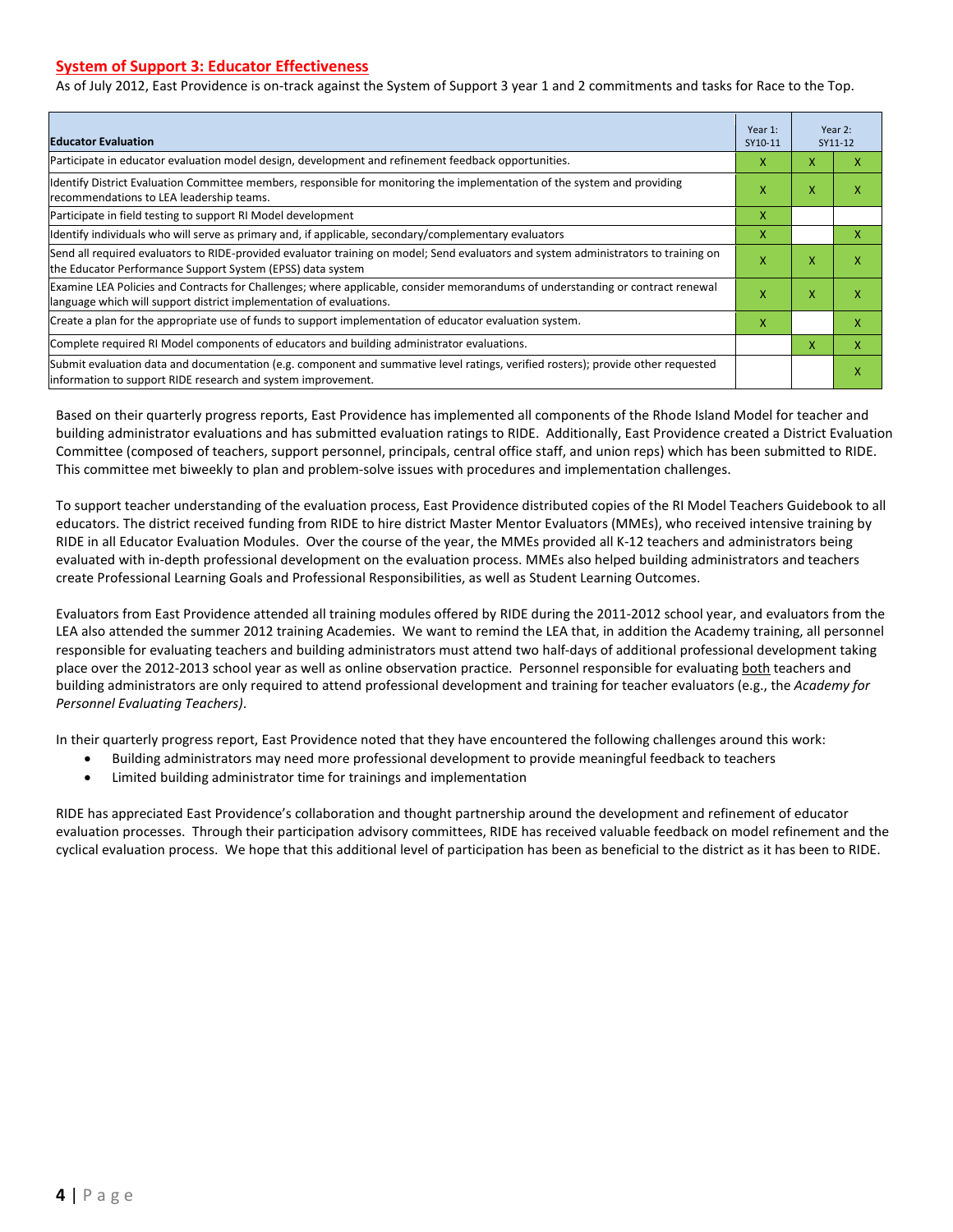## System of Support 3: Educator Effectiveness

As of July 2012, East Providence is on-track against the System of Support 3 year 1 and 2 commitments and tasks for Race to the Top.

| Educator Evaluation | Year 1: SY10-11 | Year 2: SY11-12 | |
|---|---|---|---|
| Participate in educator evaluation model design, development and refinement feedback opportunities. | X | X | X |
| Identify District Evaluation Committee members, responsible for monitoring the implementation of the system and providing recommendations to LEA leadership teams. | X | X | X |
| Participate in field testing to support RI Model development | X | | |
| Identify individuals who will serve as primary and, if applicable, secondary/complementary evaluators | X | | X |
| Send all required evaluators to RIDE-provided evaluator training on model; Send evaluators and system administrators to training on the Educator Performance Support System (EPSS) data system | X | X | X |
| Examine LEA Policies and Contracts for Challenges; where applicable, consider memorandums of understanding or contract renewal language which will support district implementation of evaluations. | X | X | X |
| Create a plan for the appropriate use of funds to support implementation of educator evaluation system. | X | | X |
| Complete required RI Model components of educators and building administrator evaluations. | | X | X |
| Submit evaluation data and documentation (e.g. component and summative level ratings, verified rosters); provide other requested information to support RIDE research and system improvement. | | | X |

Based on their quarterly progress reports, East Providence has implemented all components of the Rhode Island Model for teacher and building administrator evaluations and has submitted evaluation ratings to RIDE. Additionally, East Providence created a District Evaluation Committee (composed of teachers, support personnel, principals, central office staff, and union reps) which has been submitted to RIDE. This committee met biweekly to plan and problem-solve issues with procedures and implementation challenges.

To support teacher understanding of the evaluation process, East Providence distributed copies of the RI Model Teachers Guidebook to all educators. The district received funding from RIDE to hire district Master Mentor Evaluators (MMEs), who received intensive training by RIDE in all Educator Evaluation Modules. Over the course of the year, the MMEs provided all K-12 teachers and administrators being evaluated with in-depth professional development on the evaluation process. MMEs also helped building administrators and teachers create Professional Learning Goals and Professional Responsibilities, as well as Student Learning Outcomes.

Evaluators from East Providence attended all training modules offered by RIDE during the 2011-2012 school year, and evaluators from the LEA also attended the summer 2012 training Academies. We want to remind the LEA that, in addition the Academy training, all personnel responsible for evaluating teachers and building administrators must attend two half-days of additional professional development taking place over the 2012-2013 school year as well as online observation practice. Personnel responsible for evaluating both teachers and building administrators are only required to attend professional development and training for teacher evaluators (e.g., the *Academy for Personnel Evaluating Teachers)*.

In their quarterly progress report, East Providence noted that they have encountered the following challenges around this work:

- Building administrators may need more professional development to provide meaningful feedback to teachers
- Limited building administrator time for trainings and implementation

RIDE has appreciated East Providence's collaboration and thought partnership around the development and refinement of educator evaluation processes. Through their participation advisory committees, RIDE has received valuable feedback on model refinement and the cyclical evaluation process. We hope that this additional level of participation has been as beneficial to the district as it has been to RIDE.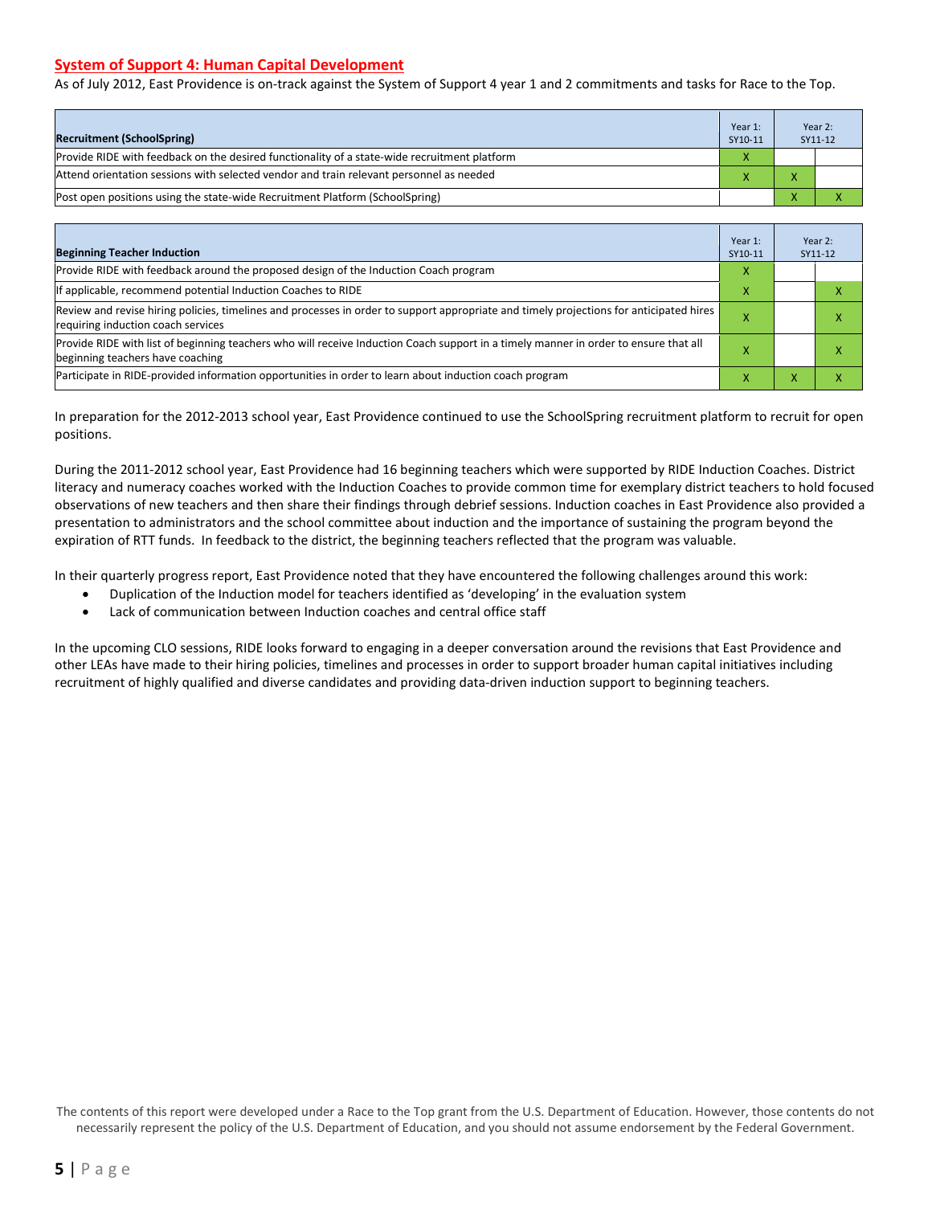## System of Support 4: Human Capital Development

As of July 2012, East Providence is on-track against the System of Support 4 year 1 and 2 commitments and tasks for Race to the Top.

| Recruitment (SchoolSpring) | Year 1: SY10-11 | Year 2: SY11-12 | |
|---|---|---|---|
| Provide RIDE with feedback on the desired functionality of a state-wide recruitment platform | X | | |
| Attend orientation sessions with selected vendor and train relevant personnel as needed | X | X | |
| Post open positions using the state-wide Recruitment Platform (SchoolSpring) | | X | X |

| Beginning Teacher Induction | Year 1: SY10-11 | Year 2: SY11-12 | |
|---|---|---|---|
| Provide RIDE with feedback around the proposed design of the Induction Coach program | X | | |
| If applicable, recommend potential Induction Coaches to RIDE | X | | X |
| Review and revise hiring policies, timelines and processes in order to support appropriate and timely projections for anticipated hires requiring induction coach services | X | | X |
| Provide RIDE with list of beginning teachers who will receive Induction Coach support in a timely manner in order to ensure that all beginning teachers have coaching | X | | X |
| Participate in RIDE-provided information opportunities in order to learn about induction coach program | X | X | X |

In preparation for the 2012-2013 school year, East Providence continued to use the SchoolSpring recruitment platform to recruit for open positions.

During the 2011-2012 school year, East Providence had 16 beginning teachers which were supported by RIDE Induction Coaches. District literacy and numeracy coaches worked with the Induction Coaches to provide common time for exemplary district teachers to hold focused observations of new teachers and then share their findings through debrief sessions. Induction coaches in East Providence also provided a presentation to administrators and the school committee about induction and the importance of sustaining the program beyond the expiration of RTT funds. In feedback to the district, the beginning teachers reflected that the program was valuable.

In their quarterly progress report, East Providence noted that they have encountered the following challenges around this work:

- Duplication of the Induction model for teachers identified as 'developing' in the evaluation system
- Lack of communication between Induction coaches and central office staff

In the upcoming CLO sessions, RIDE looks forward to engaging in a deeper conversation around the revisions that East Providence and other LEAs have made to their hiring policies, timelines and processes in order to support broader human capital initiatives including recruitment of highly qualified and diverse candidates and providing data-driven induction support to beginning teachers.

The contents of this report were developed under a Race to the Top grant from the U.S. Department of Education. However, those contents do not necessarily represent the policy of the U.S. Department of Education, and you should not assume endorsement by the Federal Government.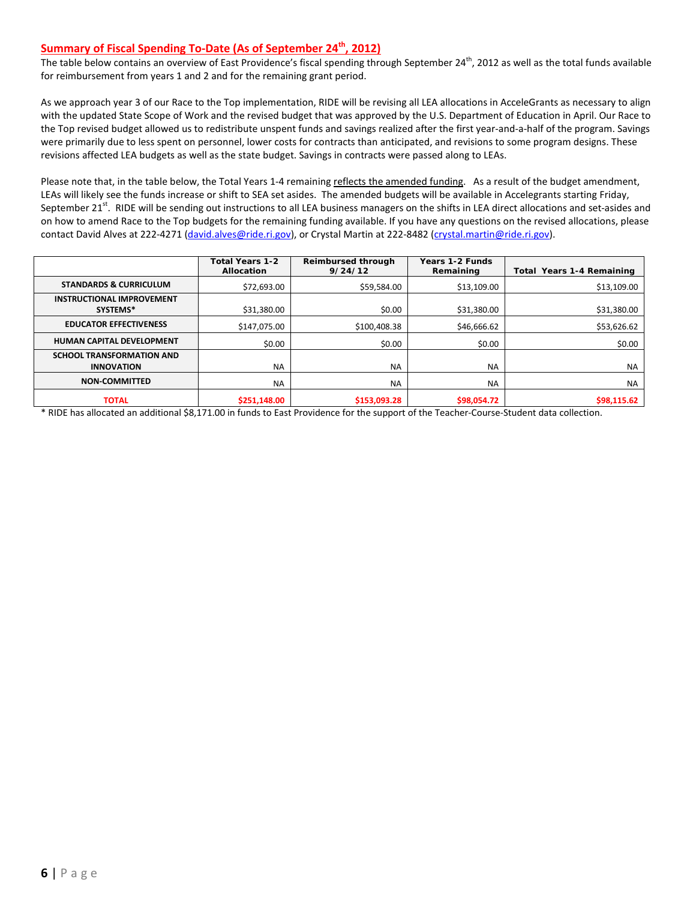## Summary of Fiscal Spending To-Date (As of September 24th, 2012)

The table below contains an overview of East Providence's fiscal spending through September 24th, 2012 as well as the total funds available for reimbursement from years 1 and 2 and for the remaining grant period.

As we approach year 3 of our Race to the Top implementation, RIDE will be revising all LEA allocations in AcceleGrants as necessary to align with the updated State Scope of Work and the revised budget that was approved by the U.S. Department of Education in April. Our Race to the Top revised budget allowed us to redistribute unspent funds and savings realized after the first year-and-a-half of the program. Savings were primarily due to less spent on personnel, lower costs for contracts than anticipated, and revisions to some program designs. These revisions affected LEA budgets as well as the state budget. Savings in contracts were passed along to LEAs.

Please note that, in the table below, the Total Years 1-4 remaining reflects the amended funding. As a result of the budget amendment, LEAs will likely see the funds increase or shift to SEA set asides. The amended budgets will be available in Accelegrants starting Friday, September 21st. RIDE will be sending out instructions to all LEA business managers on the shifts in LEA direct allocations and set-asides and on how to amend Race to the Top budgets for the remaining funding available. If you have any questions on the revised allocations, please contact David Alves at 222-4271 (david.alves@ride.ri.gov), or Crystal Martin at 222-8482 (crystal.martin@ride.ri.gov).

| | Total Years 1-2 Allocation | Reimbursed through 9/24/12 | Years 1-2 Funds Remaining | Total Years 1-4 Remaining |
|---|---|---|---|---|
| STANDARDS & CURRICULUM | $72,693.00 | $59,584.00 | $13,109.00 | $13,109.00 |
| INSTRUCTIONAL IMPROVEMENT SYSTEMS* | $31,380.00 | $0.00 | $31,380.00 | $31,380.00 |
| EDUCATOR EFFECTIVENESS | $147,075.00 | $100,408.38 | $46,666.62 | $53,626.62 |
| HUMAN CAPITAL DEVELOPMENT | $0.00 | $0.00 | $0.00 | $0.00 |
| SCHOOL TRANSFORMATION AND INNOVATION | NA | NA | NA | NA |
| NON-COMMITTED | NA | NA | NA | NA |
| **TOTAL** | **$251,148.00** | **$153,093.28** | **$98,054.72** | **$98,115.62** |

* RIDE has allocated an additional $8,171.00 in funds to East Providence for the support of the Teacher-Course-Student data collection.